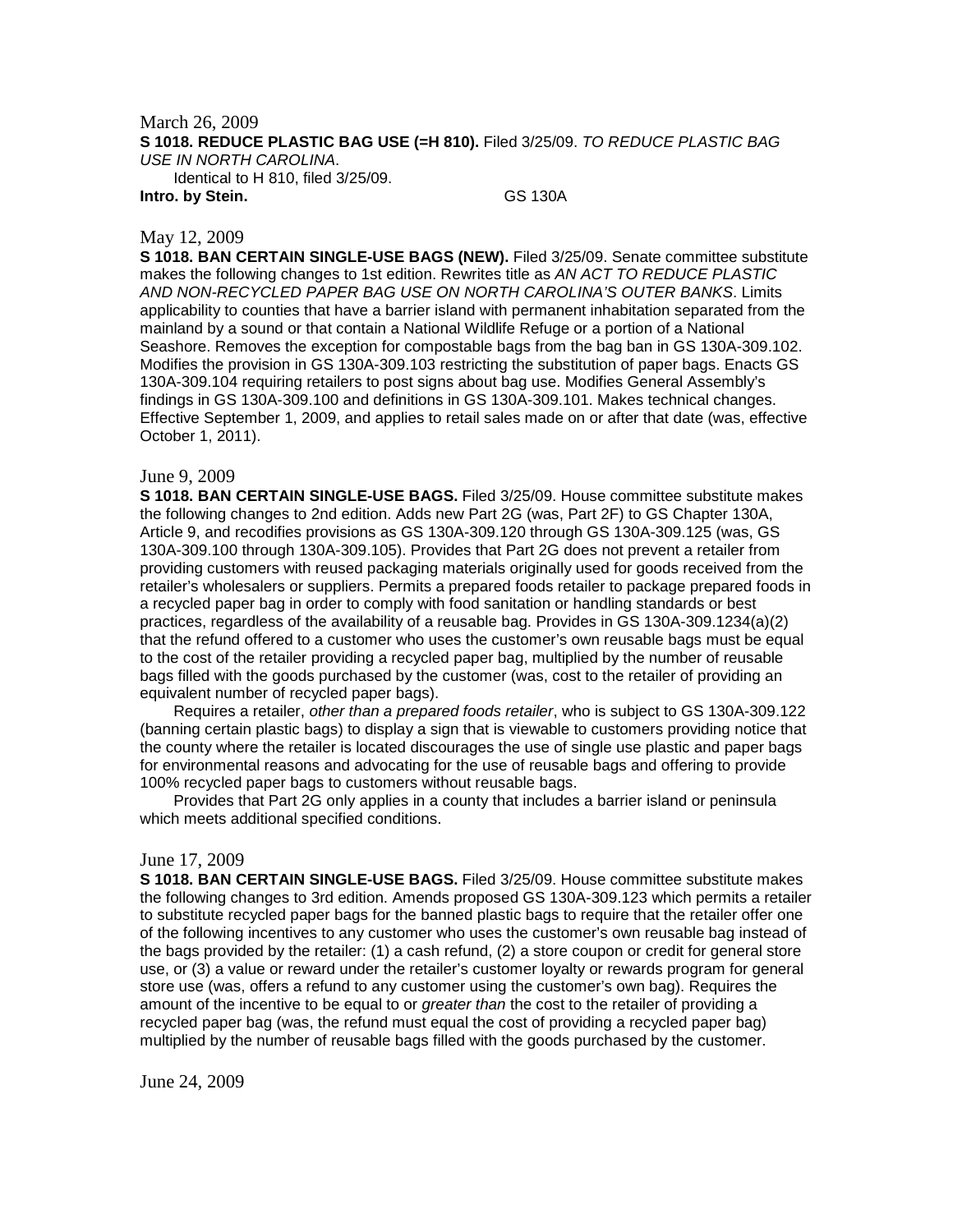March 26, 2009

**S 1018. REDUCE PLASTIC BAG USE (=H 810).** Filed 3/25/09. *TO REDUCE PLASTIC BAG USE IN NORTH CAROLINA*.

Identical to H 810, filed 3/25/09.

**Intro. by Stein.** GS 130A

May 12, 2009

**S 1018. BAN CERTAIN SINGLE-USE BAGS (NEW).** Filed 3/25/09. Senate committee substitute makes the following changes to 1st edition. Rewrites title as *AN ACT TO REDUCE PLASTIC AND NON-RECYCLED PAPER BAG USE ON NORTH CAROLINA'S OUTER BANKS*. Limits applicability to counties that have a barrier island with permanent inhabitation separated from the mainland by a sound or that contain a National Wildlife Refuge or a portion of a National Seashore. Removes the exception for compostable bags from the bag ban in GS 130A-309.102. Modifies the provision in GS 130A-309.103 restricting the substitution of paper bags. Enacts GS 130A-309.104 requiring retailers to post signs about bag use. Modifies General Assembly's findings in GS 130A-309.100 and definitions in GS 130A-309.101. Makes technical changes. Effective September 1, 2009, and applies to retail sales made on or after that date (was, effective October 1, 2011).

June 9, 2009

**S 1018. BAN CERTAIN SINGLE-USE BAGS.** Filed 3/25/09. House committee substitute makes the following changes to 2nd edition. Adds new Part 2G (was, Part 2F) to GS Chapter 130A, Article 9, and recodifies provisions as GS 130A-309.120 through GS 130A-309.125 (was, GS 130A-309.100 through 130A-309.105). Provides that Part 2G does not prevent a retailer from providing customers with reused packaging materials originally used for goods received from the retailer's wholesalers or suppliers. Permits a prepared foods retailer to package prepared foods in a recycled paper bag in order to comply with food sanitation or handling standards or best practices, regardless of the availability of a reusable bag. Provides in GS 130A-309.1234(a)(2) that the refund offered to a customer who uses the customer's own reusable bags must be equal to the cost of the retailer providing a recycled paper bag, multiplied by the number of reusable bags filled with the goods purchased by the customer (was, cost to the retailer of providing an equivalent number of recycled paper bags).

Requires a retailer, *other than a prepared foods retailer*, who is subject to GS 130A-309.122 (banning certain plastic bags) to display a sign that is viewable to customers providing notice that the county where the retailer is located discourages the use of single use plastic and paper bags for environmental reasons and advocating for the use of reusable bags and offering to provide 100% recycled paper bags to customers without reusable bags.

Provides that Part 2G only applies in a county that includes a barrier island or peninsula which meets additional specified conditions.

June 17, 2009

**S 1018. BAN CERTAIN SINGLE-USE BAGS.** Filed 3/25/09. House committee substitute makes the following changes to 3rd edition. Amends proposed GS 130A-309.123 which permits a retailer to substitute recycled paper bags for the banned plastic bags to require that the retailer offer one of the following incentives to any customer who uses the customer's own reusable bag instead of the bags provided by the retailer: (1) a cash refund, (2) a store coupon or credit for general store use, or (3) a value or reward under the retailer's customer loyalty or rewards program for general store use (was, offers a refund to any customer using the customer's own bag). Requires the amount of the incentive to be equal to or *greater than* the cost to the retailer of providing a recycled paper bag (was, the refund must equal the cost of providing a recycled paper bag) multiplied by the number of reusable bags filled with the goods purchased by the customer.

June 24, 2009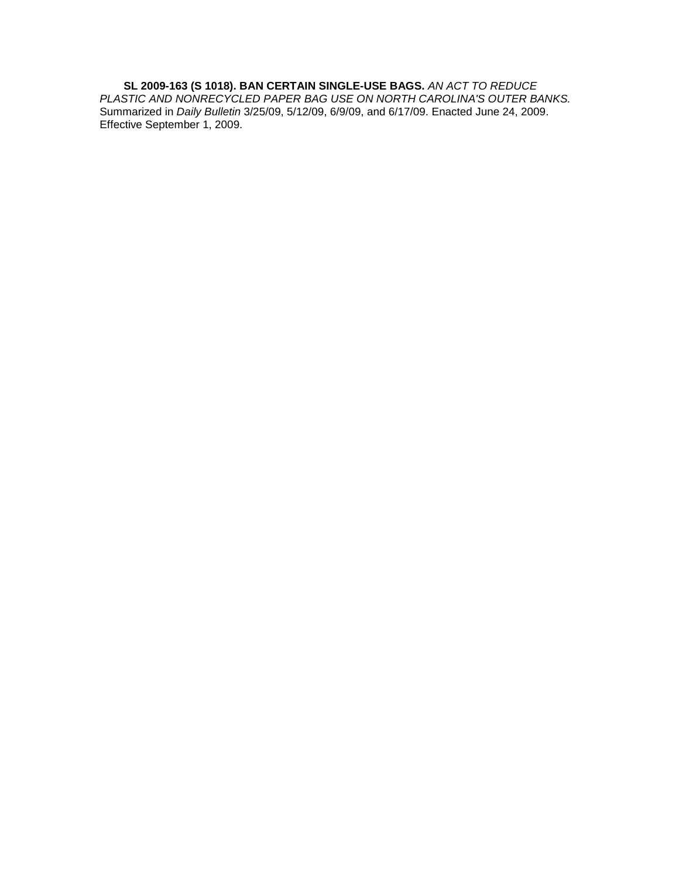**SL 2009-163 (S 1018). BAN CERTAIN SINGLE-USE BAGS.** *AN ACT TO REDUCE PLASTIC AND NONRECYCLED PAPER BAG USE ON NORTH CAROLINA'S OUTER BANKS.* Summarized in *Daily Bulletin* 3/25/09, 5/12/09, 6/9/09, and 6/17/09. Enacted June 24, 2009. Effective September 1, 2009.